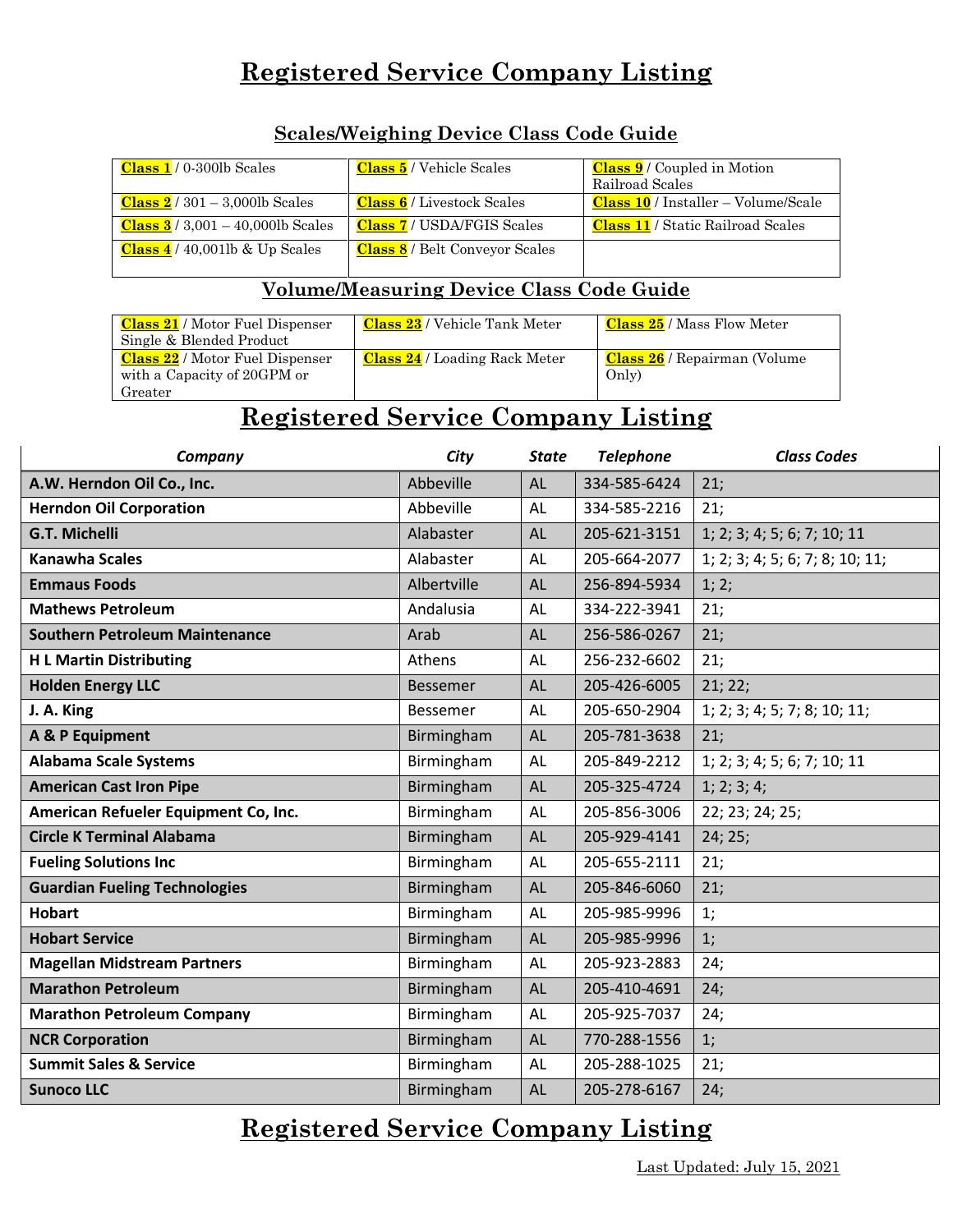# Registered Service Company Listing

## Scales/Weighing Device Class Code Guide

| | | |
|---|---|---|
| **Class 1** / 0-300lb Scales | **Class 5** / Vehicle Scales | **Class 9** / Coupled in Motion Railroad Scales |
| **Class 2** / 301 – 3,000lb Scales | **Class 6** / Livestock Scales | **Class 10** / Installer – Volume/Scale |
| **Class 3** / 3,001 – 40,000lb Scales | **Class 7** / USDA/FGIS Scales | **Class 11** / Static Railroad Scales |
| **Class 4** / 40,001lb & Up Scales | **Class 8** / Belt Conveyor Scales | |

## Volume/Measuring Device Class Code Guide

| | | |
|---|---|---|
| **Class 21** / Motor Fuel Dispenser Single & Blended Product | **Class 23** / Vehicle Tank Meter | **Class 25** / Mass Flow Meter |
| **Class 22** / Motor Fuel Dispenser with a Capacity of 20GPM or Greater | **Class 24** / Loading Rack Meter | **Class 26** / Repairman (Volume Only) |

# Registered Service Company Listing

| *Company* | *City* | *State* | *Telephone* | *Class Codes* |
|---|---|---|---|---|
| **A.W. Herndon Oil Co., Inc.** | Abbeville | AL | 334-585-6424 | 21; |
| **Herndon Oil Corporation** | Abbeville | AL | 334-585-2216 | 21; |
| **G.T. Michelli** | Alabaster | AL | 205-621-3151 | 1; 2; 3; 4; 5; 6; 7; 10; 11 |
| **Kanawha Scales** | Alabaster | AL | 205-664-2077 | 1; 2; 3; 4; 5; 6; 7; 8; 10; 11; |
| **Emmaus Foods** | Albertville | AL | 256-894-5934 | 1; 2; |
| **Mathews Petroleum** | Andalusia | AL | 334-222-3941 | 21; |
| **Southern Petroleum Maintenance** | Arab | AL | 256-586-0267 | 21; |
| **H L Martin Distributing** | Athens | AL | 256-232-6602 | 21; |
| **Holden Energy LLC** | Bessemer | AL | 205-426-6005 | 21; 22; |
| **J. A. King** | Bessemer | AL | 205-650-2904 | 1; 2; 3; 4; 5; 7; 8; 10; 11; |
| **A & P Equipment** | Birmingham | AL | 205-781-3638 | 21; |
| **Alabama Scale Systems** | Birmingham | AL | 205-849-2212 | 1; 2; 3; 4; 5; 6; 7; 10; 11 |
| **American Cast Iron Pipe** | Birmingham | AL | 205-325-4724 | 1; 2; 3; 4; |
| **American Refueler Equipment Co, Inc.** | Birmingham | AL | 205-856-3006 | 22; 23; 24; 25; |
| **Circle K Terminal Alabama** | Birmingham | AL | 205-929-4141 | 24; 25; |
| **Fueling Solutions Inc** | Birmingham | AL | 205-655-2111 | 21; |
| **Guardian Fueling Technologies** | Birmingham | AL | 205-846-6060 | 21; |
| **Hobart** | Birmingham | AL | 205-985-9996 | 1; |
| **Hobart Service** | Birmingham | AL | 205-985-9996 | 1; |
| **Magellan Midstream Partners** | Birmingham | AL | 205-923-2883 | 24; |
| **Marathon Petroleum** | Birmingham | AL | 205-410-4691 | 24; |
| **Marathon Petroleum Company** | Birmingham | AL | 205-925-7037 | 24; |
| **NCR Corporation** | Birmingham | AL | 770-288-1556 | 1; |
| **Summit Sales & Service** | Birmingham | AL | 205-288-1025 | 21; |
| **Sunoco LLC** | Birmingham | AL | 205-278-6167 | 24; |

# Registered Service Company Listing

Last Updated: July 15, 2021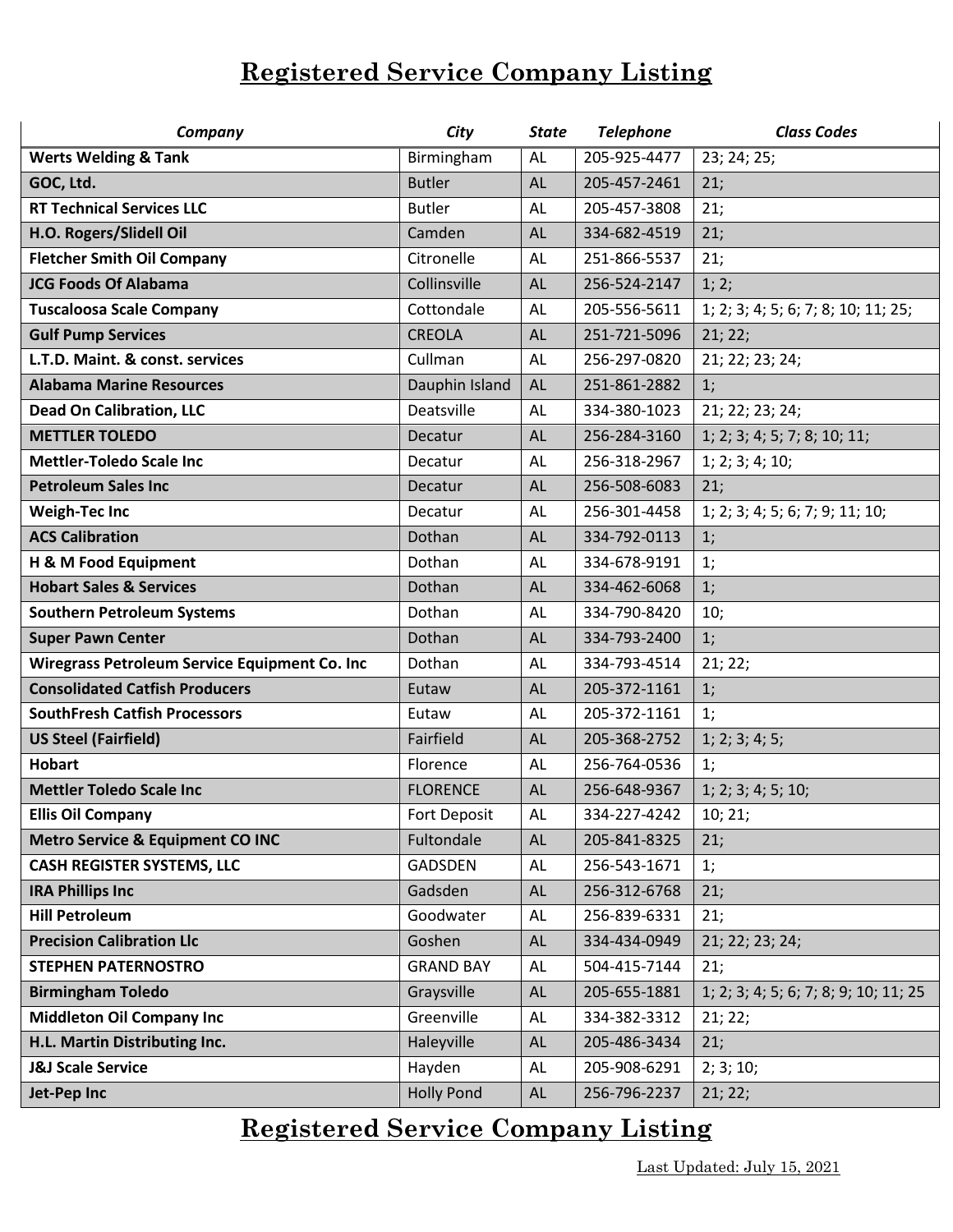# Registered Service Company Listing

| Company | City | State | Telephone | Class Codes |
|---|---|---|---|---|
| **Werts Welding & Tank** | Birmingham | AL | 205-925-4477 | 23; 24; 25; |
| **GOC, Ltd.** | Butler | AL | 205-457-2461 | 21; |
| **RT Technical Services LLC** | Butler | AL | 205-457-3808 | 21; |
| **H.O. Rogers/Slidell Oil** | Camden | AL | 334-682-4519 | 21; |
| **Fletcher Smith Oil Company** | Citronelle | AL | 251-866-5537 | 21; |
| **JCG Foods Of Alabama** | Collinsville | AL | 256-524-2147 | 1; 2; |
| **Tuscaloosa Scale Company** | Cottondale | AL | 205-556-5611 | 1; 2; 3; 4; 5; 6; 7; 8; 10; 11; 25; |
| **Gulf Pump Services** | CREOLA | AL | 251-721-5096 | 21; 22; |
| **L.T.D. Maint. & const. services** | Cullman | AL | 256-297-0820 | 21; 22; 23; 24; |
| **Alabama Marine Resources** | Dauphin Island | AL | 251-861-2882 | 1; |
| **Dead On Calibration, LLC** | Deatsville | AL | 334-380-1023 | 21; 22; 23; 24; |
| **METTLER TOLEDO** | Decatur | AL | 256-284-3160 | 1; 2; 3; 4; 5; 7; 8; 10; 11; |
| **Mettler-Toledo Scale Inc** | Decatur | AL | 256-318-2967 | 1; 2; 3; 4; 10; |
| **Petroleum Sales Inc** | Decatur | AL | 256-508-6083 | 21; |
| **Weigh-Tec Inc** | Decatur | AL | 256-301-4458 | 1; 2; 3; 4; 5; 6; 7; 9; 11; 10; |
| **ACS Calibration** | Dothan | AL | 334-792-0113 | 1; |
| **H & M Food Equipment** | Dothan | AL | 334-678-9191 | 1; |
| **Hobart Sales & Services** | Dothan | AL | 334-462-6068 | 1; |
| **Southern Petroleum Systems** | Dothan | AL | 334-790-8420 | 10; |
| **Super Pawn Center** | Dothan | AL | 334-793-2400 | 1; |
| **Wiregrass Petroleum Service Equipment Co. Inc** | Dothan | AL | 334-793-4514 | 21; 22; |
| **Consolidated Catfish Producers** | Eutaw | AL | 205-372-1161 | 1; |
| **SouthFresh Catfish Processors** | Eutaw | AL | 205-372-1161 | 1; |
| **US Steel (Fairfield)** | Fairfield | AL | 205-368-2752 | 1; 2; 3; 4; 5; |
| **Hobart** | Florence | AL | 256-764-0536 | 1; |
| **Mettler Toledo Scale Inc** | FLORENCE | AL | 256-648-9367 | 1; 2; 3; 4; 5; 10; |
| **Ellis Oil Company** | Fort Deposit | AL | 334-227-4242 | 10; 21; |
| **Metro Service & Equipment CO INC** | Fultondale | AL | 205-841-8325 | 21; |
| **CASH REGISTER SYSTEMS, LLC** | GADSDEN | AL | 256-543-1671 | 1; |
| **IRA Phillips Inc** | Gadsden | AL | 256-312-6768 | 21; |
| **Hill Petroleum** | Goodwater | AL | 256-839-6331 | 21; |
| **Precision Calibration Llc** | Goshen | AL | 334-434-0949 | 21; 22; 23; 24; |
| **STEPHEN PATERNOSTRO** | GRAND BAY | AL | 504-415-7144 | 21; |
| **Birmingham Toledo** | Graysville | AL | 205-655-1881 | 1; 2; 3; 4; 5; 6; 7; 8; 9; 10; 11; 25 |
| **Middleton Oil Company Inc** | Greenville | AL | 334-382-3312 | 21; 22; |
| **H.L. Martin Distributing Inc.** | Haleyville | AL | 205-486-3434 | 21; |
| **J&J Scale Service** | Hayden | AL | 205-908-6291 | 2; 3; 10; |
| **Jet-Pep Inc** | Holly Pond | AL | 256-796-2237 | 21; 22; |

Last Updated: July 15, 2021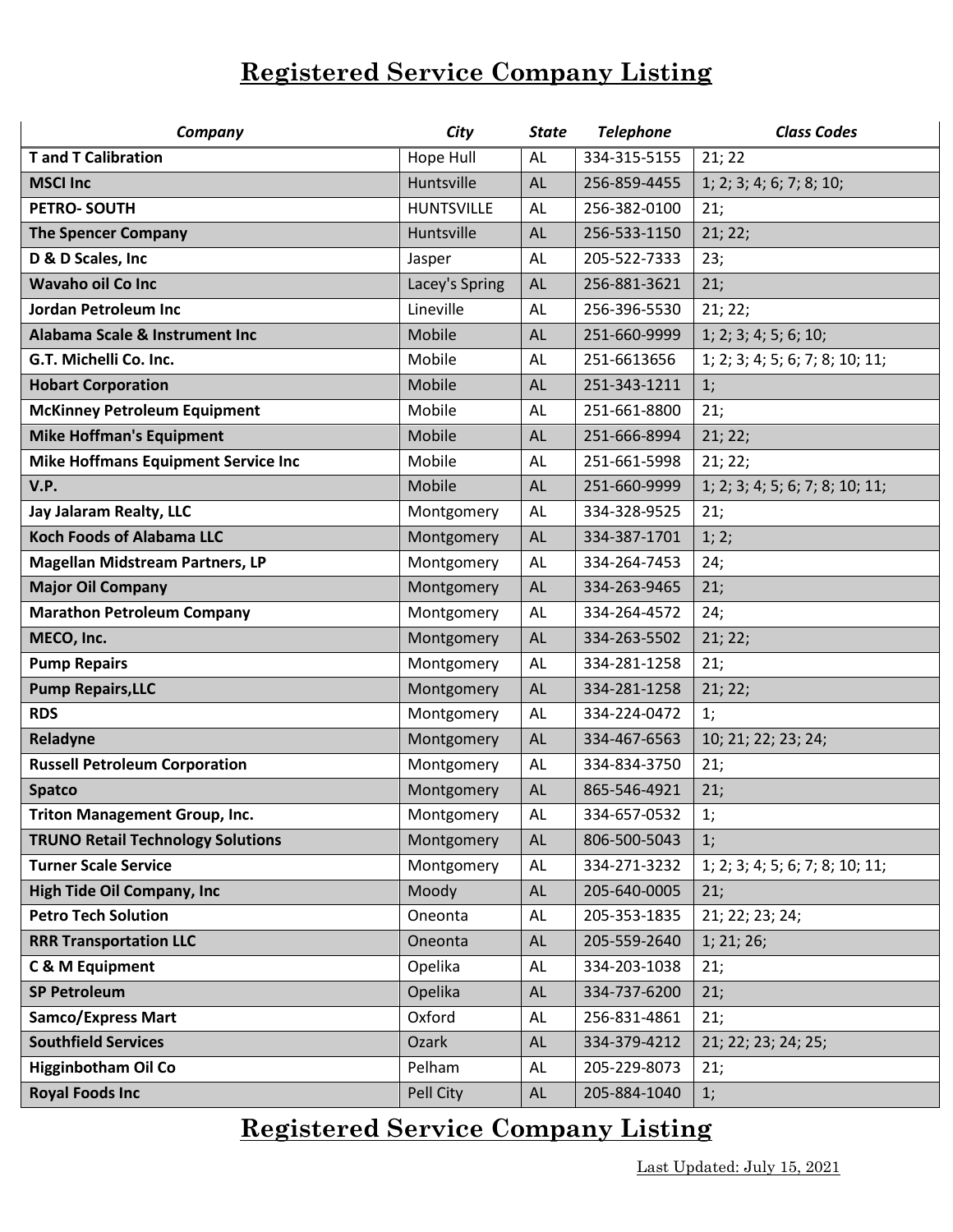# Registered Service Company Listing

| *Company* | *City* | *State* | *Telephone* | *Class Codes* |
|---|---|---|---|---|
| **T and T Calibration** | Hope Hull | AL | 334-315-5155 | 21; 22 |
| **MSCI Inc** | Huntsville | AL | 256-859-4455 | 1; 2; 3; 4; 6; 7; 8; 10; |
| **PETRO- SOUTH** | HUNTSVILLE | AL | 256-382-0100 | 21; |
| **The Spencer Company** | Huntsville | AL | 256-533-1150 | 21; 22; |
| **D & D Scales, Inc** | Jasper | AL | 205-522-7333 | 23; |
| **Wavaho oil Co Inc** | Lacey's Spring | AL | 256-881-3621 | 21; |
| **Jordan Petroleum Inc** | Lineville | AL | 256-396-5530 | 21; 22; |
| **Alabama Scale & Instrument Inc** | Mobile | AL | 251-660-9999 | 1; 2; 3; 4; 5; 6; 10; |
| **G.T. Michelli Co. Inc.** | Mobile | AL | 251-6613656 | 1; 2; 3; 4; 5; 6; 7; 8; 10; 11; |
| **Hobart Corporation** | Mobile | AL | 251-343-1211 | 1; |
| **McKinney Petroleum Equipment** | Mobile | AL | 251-661-8800 | 21; |
| **Mike Hoffman's Equipment** | Mobile | AL | 251-666-8994 | 21; 22; |
| **Mike Hoffmans Equipment Service Inc** | Mobile | AL | 251-661-5998 | 21; 22; |
| **V.P.** | Mobile | AL | 251-660-9999 | 1; 2; 3; 4; 5; 6; 7; 8; 10; 11; |
| **Jay Jalaram Realty, LLC** | Montgomery | AL | 334-328-9525 | 21; |
| **Koch Foods of Alabama LLC** | Montgomery | AL | 334-387-1701 | 1; 2; |
| **Magellan Midstream Partners, LP** | Montgomery | AL | 334-264-7453 | 24; |
| **Major Oil Company** | Montgomery | AL | 334-263-9465 | 21; |
| **Marathon Petroleum Company** | Montgomery | AL | 334-264-4572 | 24; |
| **MECO, Inc.** | Montgomery | AL | 334-263-5502 | 21; 22; |
| **Pump Repairs** | Montgomery | AL | 334-281-1258 | 21; |
| **Pump Repairs,LLC** | Montgomery | AL | 334-281-1258 | 21; 22; |
| **RDS** | Montgomery | AL | 334-224-0472 | 1; |
| **Reladyne** | Montgomery | AL | 334-467-6563 | 10; 21; 22; 23; 24; |
| **Russell Petroleum Corporation** | Montgomery | AL | 334-834-3750 | 21; |
| **Spatco** | Montgomery | AL | 865-546-4921 | 21; |
| **Triton Management Group, Inc.** | Montgomery | AL | 334-657-0532 | 1; |
| **TRUNO Retail Technology Solutions** | Montgomery | AL | 806-500-5043 | 1; |
| **Turner Scale Service** | Montgomery | AL | 334-271-3232 | 1; 2; 3; 4; 5; 6; 7; 8; 10; 11; |
| **High Tide Oil Company, Inc** | Moody | AL | 205-640-0005 | 21; |
| **Petro Tech Solution** | Oneonta | AL | 205-353-1835 | 21; 22; 23; 24; |
| **RRR Transportation LLC** | Oneonta | AL | 205-559-2640 | 1; 21; 26; |
| **C & M Equipment** | Opelika | AL | 334-203-1038 | 21; |
| **SP Petroleum** | Opelika | AL | 334-737-6200 | 21; |
| **Samco/Express Mart** | Oxford | AL | 256-831-4861 | 21; |
| **Southfield Services** | Ozark | AL | 334-379-4212 | 21; 22; 23; 24; 25; |
| **Higginbotham Oil Co** | Pelham | AL | 205-229-8073 | 21; |
| **Royal Foods Inc** | Pell City | AL | 205-884-1040 | 1; |

# Registered Service Company Listing

Last Updated: July 15, 2021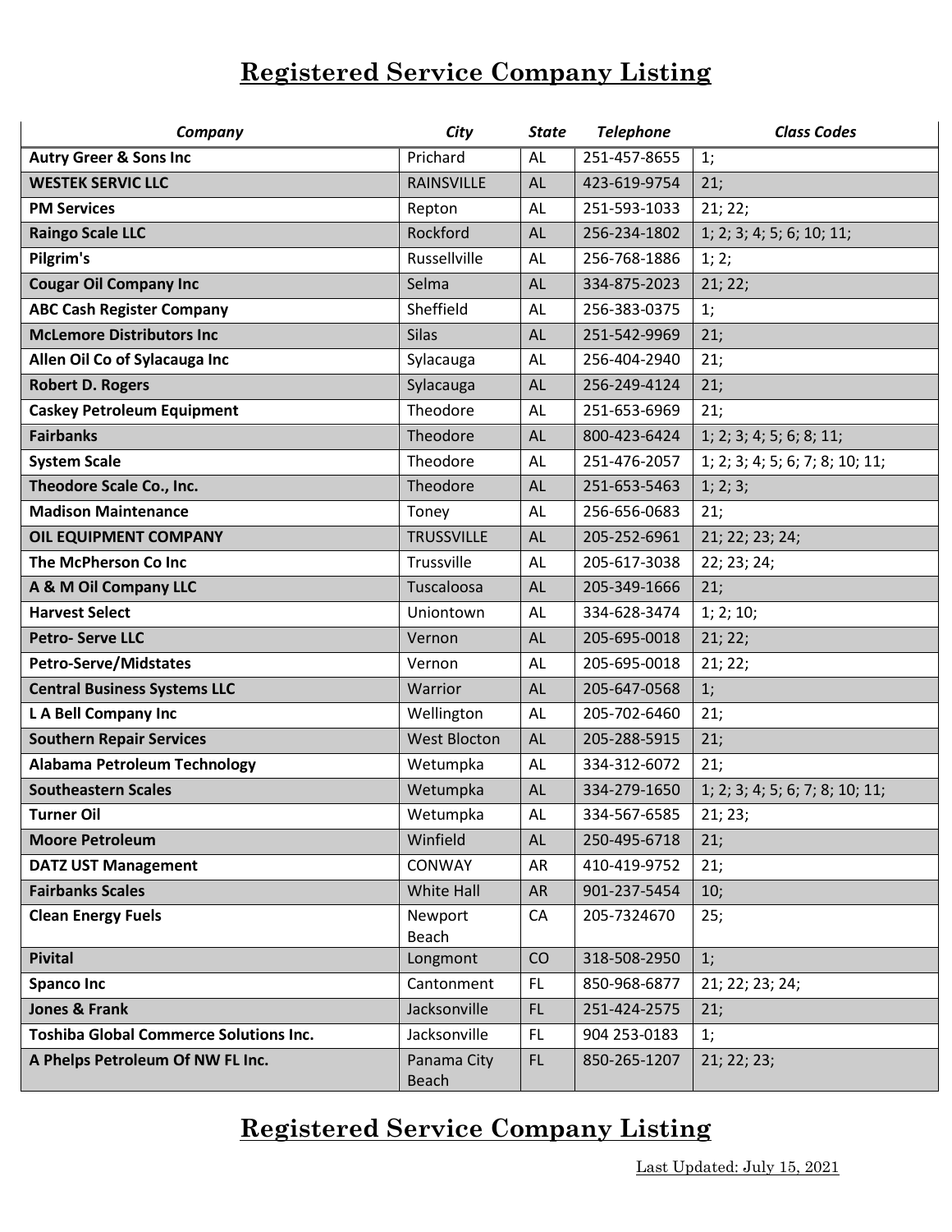# Registered Service Company Listing

| Company | City | State | Telephone | Class Codes |
|---|---|---|---|---|
| **Autry Greer & Sons Inc** | Prichard | AL | 251-457-8655 | 1; |
| **WESTEK SERVIC LLC** | RAINSVILLE | AL | 423-619-9754 | 21; |
| **PM Services** | Repton | AL | 251-593-1033 | 21; 22; |
| **Raingo Scale LLC** | Rockford | AL | 256-234-1802 | 1; 2; 3; 4; 5; 6; 10; 11; |
| **Pilgrim's** | Russellville | AL | 256-768-1886 | 1; 2; |
| **Cougar Oil Company Inc** | Selma | AL | 334-875-2023 | 21; 22; |
| **ABC Cash Register Company** | Sheffield | AL | 256-383-0375 | 1; |
| **McLemore Distributors Inc** | Silas | AL | 251-542-9969 | 21; |
| **Allen Oil Co of Sylacauga Inc** | Sylacauga | AL | 256-404-2940 | 21; |
| **Robert D. Rogers** | Sylacauga | AL | 256-249-4124 | 21; |
| **Caskey Petroleum Equipment** | Theodore | AL | 251-653-6969 | 21; |
| **Fairbanks** | Theodore | AL | 800-423-6424 | 1; 2; 3; 4; 5; 6; 8; 11; |
| **System Scale** | Theodore | AL | 251-476-2057 | 1; 2; 3; 4; 5; 6; 7; 8; 10; 11; |
| **Theodore Scale Co., Inc.** | Theodore | AL | 251-653-5463 | 1; 2; 3; |
| **Madison Maintenance** | Toney | AL | 256-656-0683 | 21; |
| **OIL EQUIPMENT COMPANY** | TRUSSVILLE | AL | 205-252-6961 | 21; 22; 23; 24; |
| **The McPherson Co Inc** | Trussville | AL | 205-617-3038 | 22; 23; 24; |
| **A & M Oil Company LLC** | Tuscaloosa | AL | 205-349-1666 | 21; |
| **Harvest Select** | Uniontown | AL | 334-628-3474 | 1; 2; 10; |
| **Petro- Serve LLC** | Vernon | AL | 205-695-0018 | 21; 22; |
| **Petro-Serve/Midstates** | Vernon | AL | 205-695-0018 | 21; 22; |
| **Central Business Systems LLC** | Warrior | AL | 205-647-0568 | 1; |
| **L A Bell Company Inc** | Wellington | AL | 205-702-6460 | 21; |
| **Southern Repair Services** | West Blocton | AL | 205-288-5915 | 21; |
| **Alabama Petroleum Technology** | Wetumpka | AL | 334-312-6072 | 21; |
| **Southeastern Scales** | Wetumpka | AL | 334-279-1650 | 1; 2; 3; 4; 5; 6; 7; 8; 10; 11; |
| **Turner Oil** | Wetumpka | AL | 334-567-6585 | 21; 23; |
| **Moore Petroleum** | Winfield | AL | 250-495-6718 | 21; |
| **DATZ UST Management** | CONWAY | AR | 410-419-9752 | 21; |
| **Fairbanks Scales** | White Hall | AR | 901-237-5454 | 10; |
| **Clean Energy Fuels** | Newport Beach | CA | 205-7324670 | 25; |
| **Pivital** | Longmont | CO | 318-508-2950 | 1; |
| **Spanco Inc** | Cantonment | FL | 850-968-6877 | 21; 22; 23; 24; |
| **Jones & Frank** | Jacksonville | FL | 251-424-2575 | 21; |
| **Toshiba Global Commerce Solutions Inc.** | Jacksonville | FL | 904 253-0183 | 1; |
| **A Phelps Petroleum Of NW FL Inc.** | Panama City Beach | FL | 850-265-1207 | 21; 22; 23; |

# Registered Service Company Listing

Last Updated: July 15, 2021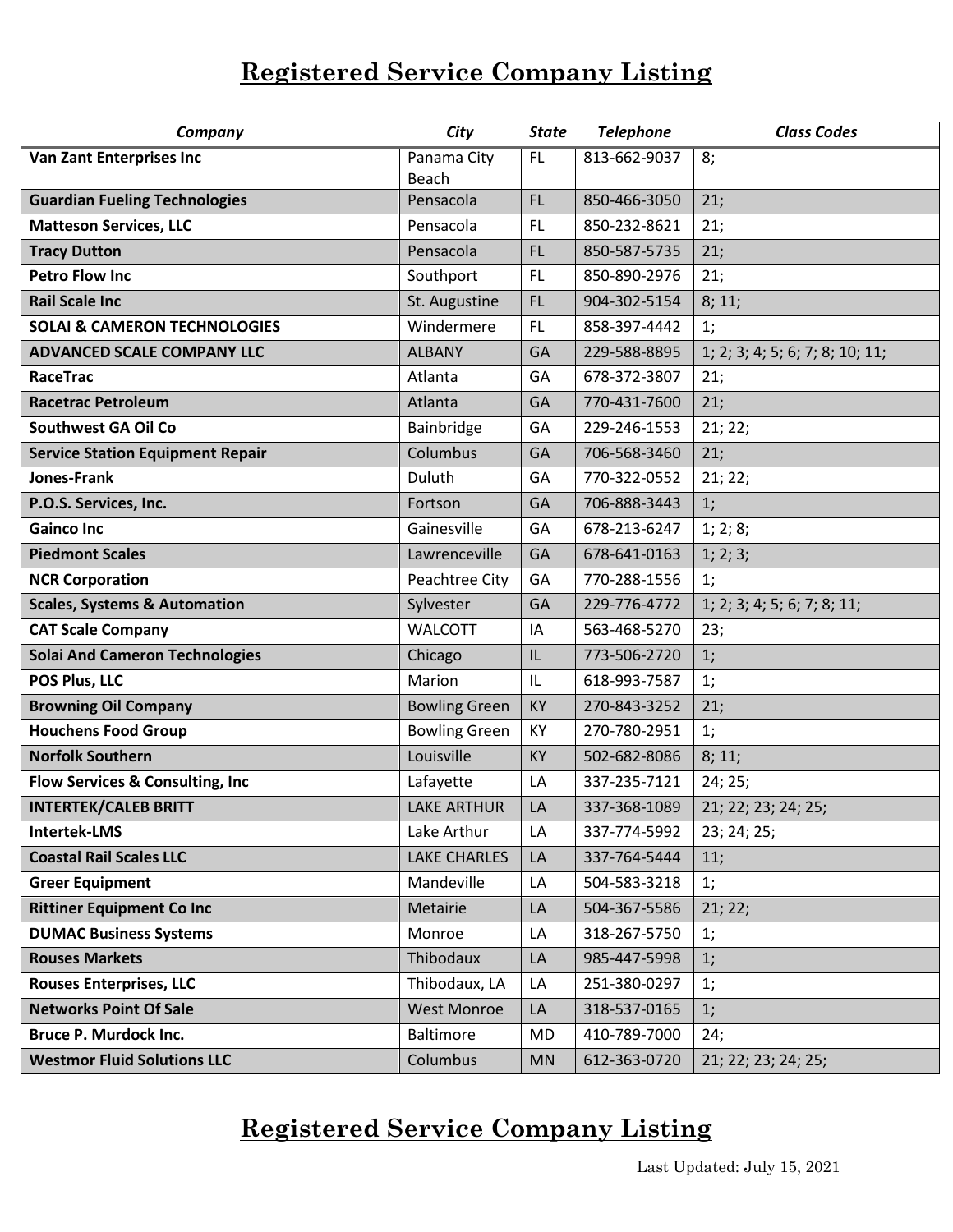# Registered Service Company Listing

| Company | City | State | Telephone | Class Codes |
|---|---|---|---|---|
| **Van Zant Enterprises Inc** | Panama City Beach | FL | 813-662-9037 | 8; |
| **Guardian Fueling Technologies** | Pensacola | FL | 850-466-3050 | 21; |
| **Matteson Services, LLC** | Pensacola | FL | 850-232-8621 | 21; |
| **Tracy Dutton** | Pensacola | FL | 850-587-5735 | 21; |
| **Petro Flow Inc** | Southport | FL | 850-890-2976 | 21; |
| **Rail Scale Inc** | St. Augustine | FL | 904-302-5154 | 8; 11; |
| **SOLAI & CAMERON TECHNOLOGIES** | Windermere | FL | 858-397-4442 | 1; |
| **ADVANCED SCALE COMPANY LLC** | ALBANY | GA | 229-588-8895 | 1; 2; 3; 4; 5; 6; 7; 8; 10; 11; |
| **RaceTrac** | Atlanta | GA | 678-372-3807 | 21; |
| **Racetrac Petroleum** | Atlanta | GA | 770-431-7600 | 21; |
| **Southwest GA Oil Co** | Bainbridge | GA | 229-246-1553 | 21; 22; |
| **Service Station Equipment Repair** | Columbus | GA | 706-568-3460 | 21; |
| **Jones-Frank** | Duluth | GA | 770-322-0552 | 21; 22; |
| **P.O.S. Services, Inc.** | Fortson | GA | 706-888-3443 | 1; |
| **Gainco Inc** | Gainesville | GA | 678-213-6247 | 1; 2; 8; |
| **Piedmont Scales** | Lawrenceville | GA | 678-641-0163 | 1; 2; 3; |
| **NCR Corporation** | Peachtree City | GA | 770-288-1556 | 1; |
| **Scales, Systems & Automation** | Sylvester | GA | 229-776-4772 | 1; 2; 3; 4; 5; 6; 7; 8; 11; |
| **CAT Scale Company** | WALCOTT | IA | 563-468-5270 | 23; |
| **Solai And Cameron Technologies** | Chicago | IL | 773-506-2720 | 1; |
| **POS Plus, LLC** | Marion | IL | 618-993-7587 | 1; |
| **Browning Oil Company** | Bowling Green | KY | 270-843-3252 | 21; |
| **Houchens Food Group** | Bowling Green | KY | 270-780-2951 | 1; |
| **Norfolk Southern** | Louisville | KY | 502-682-8086 | 8; 11; |
| **Flow Services & Consulting, Inc** | Lafayette | LA | 337-235-7121 | 24; 25; |
| **INTERTEK/CALEB BRITT** | LAKE ARTHUR | LA | 337-368-1089 | 21; 22; 23; 24; 25; |
| **Intertek-LMS** | Lake Arthur | LA | 337-774-5992 | 23; 24; 25; |
| **Coastal Rail Scales LLC** | LAKE CHARLES | LA | 337-764-5444 | 11; |
| **Greer Equipment** | Mandeville | LA | 504-583-3218 | 1; |
| **Rittiner Equipment Co Inc** | Metairie | LA | 504-367-5586 | 21; 22; |
| **DUMAC Business Systems** | Monroe | LA | 318-267-5750 | 1; |
| **Rouses Markets** | Thibodaux | LA | 985-447-5998 | 1; |
| **Rouses Enterprises, LLC** | Thibodaux, LA | LA | 251-380-0297 | 1; |
| **Networks Point Of Sale** | West Monroe | LA | 318-537-0165 | 1; |
| **Bruce P. Murdock Inc.** | Baltimore | MD | 410-789-7000 | 24; |
| **Westmor Fluid Solutions LLC** | Columbus | MN | 612-363-0720 | 21; 22; 23; 24; 25; |

# Registered Service Company Listing

Last Updated: July 15, 2021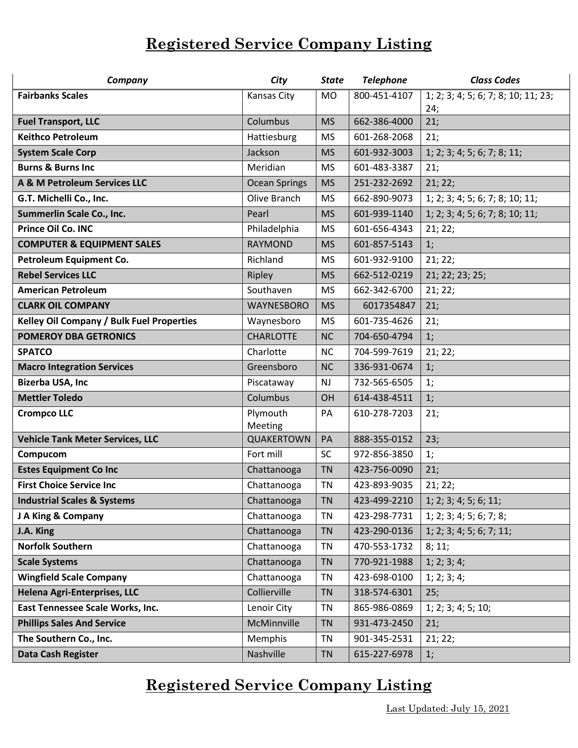# Registered Service Company Listing

| Company | City | State | Telephone | Class Codes |
|---|---|---|---|---|
| **Fairbanks Scales** | Kansas City | MO | 800-451-4107 | 1; 2; 3; 4; 5; 6; 7; 8; 10; 11; 23; 24; |
| **Fuel Transport, LLC** | Columbus | MS | 662-386-4000 | 21; |
| **Keithco Petroleum** | Hattiesburg | MS | 601-268-2068 | 21; |
| **System Scale Corp** | Jackson | MS | 601-932-3003 | 1; 2; 3; 4; 5; 6; 7; 8; 11; |
| **Burns & Burns Inc** | Meridian | MS | 601-483-3387 | 21; |
| **A & M Petroleum Services LLC** | Ocean Springs | MS | 251-232-2692 | 21; 22; |
| **G.T. Michelli Co., Inc.** | Olive Branch | MS | 662-890-9073 | 1; 2; 3; 4; 5; 6; 7; 8; 10; 11; |
| **Summerlin Scale Co., Inc.** | Pearl | MS | 601-939-1140 | 1; 2; 3; 4; 5; 6; 7; 8; 10; 11; |
| **Prince Oil Co. INC** | Philadelphia | MS | 601-656-4343 | 21; 22; |
| **COMPUTER & EQUIPMENT SALES** | RAYMOND | MS | 601-857-5143 | 1; |
| **Petroleum Equipment Co.** | Richland | MS | 601-932-9100 | 21; 22; |
| **Rebel Services LLC** | Ripley | MS | 662-512-0219 | 21; 22; 23; 25; |
| **American Petroleum** | Southaven | MS | 662-342-6700 | 21; 22; |
| **CLARK OIL COMPANY** | WAYNESBORO | MS | 6017354847 | 21; |
| **Kelley Oil Company / Bulk Fuel Properties** | Waynesboro | MS | 601-735-4626 | 21; |
| **POMEROY DBA GETRONICS** | CHARLOTTE | NC | 704-650-4794 | 1; |
| **SPATCO** | Charlotte | NC | 704-599-7619 | 21; 22; |
| **Macro Integration Services** | Greensboro | NC | 336-931-0674 | 1; |
| **Bizerba USA, Inc** | Piscataway | NJ | 732-565-6505 | 1; |
| **Mettler Toledo** | Columbus | OH | 614-438-4511 | 1; |
| **Crompco LLC** | Plymouth Meeting | PA | 610-278-7203 | 21; |
| **Vehicle Tank Meter Services, LLC** | QUAKERTOWN | PA | 888-355-0152 | 23; |
| **Compucom** | Fort mill | SC | 972-856-3850 | 1; |
| **Estes Equipment Co Inc** | Chattanooga | TN | 423-756-0090 | 21; |
| **First Choice Service Inc** | Chattanooga | TN | 423-893-9035 | 21; 22; |
| **Industrial Scales & Systems** | Chattanooga | TN | 423-499-2210 | 1; 2; 3; 4; 5; 6; 11; |
| **J A King & Company** | Chattanooga | TN | 423-298-7731 | 1; 2; 3; 4; 5; 6; 7; 8; |
| **J.A. King** | Chattanooga | TN | 423-290-0136 | 1; 2; 3; 4; 5; 6; 7; 11; |
| **Norfolk Southern** | Chattanooga | TN | 470-553-1732 | 8; 11; |
| **Scale Systems** | Chattanooga | TN | 770-921-1988 | 1; 2; 3; 4; |
| **Wingfield Scale Company** | Chattanooga | TN | 423-698-0100 | 1; 2; 3; 4; |
| **Helena Agri-Enterprises, LLC** | Collierville | TN | 318-574-6301 | 25; |
| **East Tennessee Scale Works, Inc.** | Lenoir City | TN | 865-986-0869 | 1; 2; 3; 4; 5; 10; |
| **Phillips Sales And Service** | McMinnville | TN | 931-473-2450 | 21; |
| **The Southern Co., Inc.** | Memphis | TN | 901-345-2531 | 21; 22; |
| **Data Cash Register** | Nashville | TN | 615-227-6978 | 1; |

# Registered Service Company Listing

Last Updated: July 15, 2021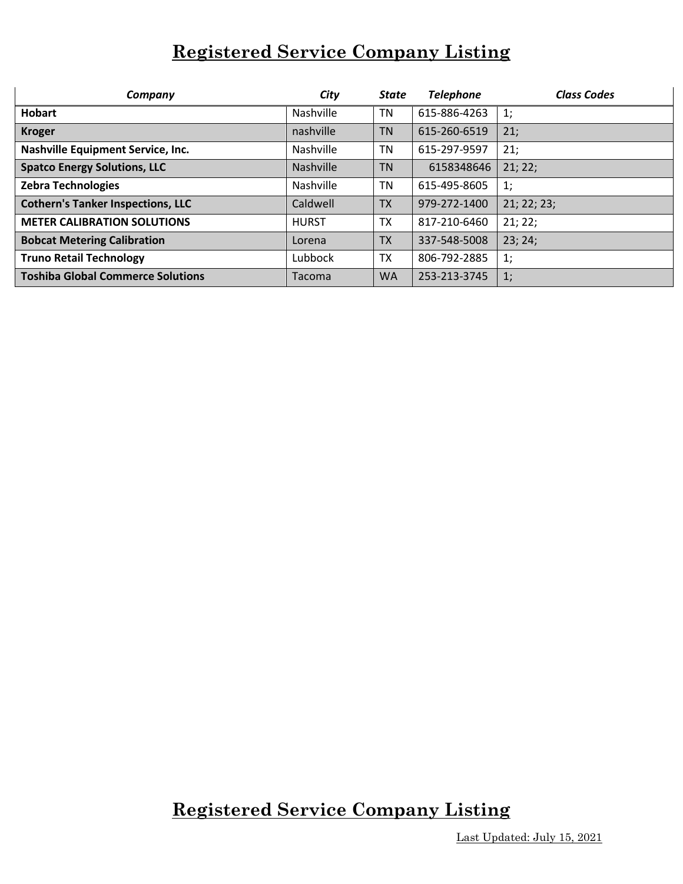# Registered Service Company Listing

| *Company* | *City* | *State* | *Telephone* | *Class Codes* |
|---|---|---|---|---|
| **Hobart** | Nashville | TN | 615-886-4263 | 1; |
| **Kroger** | nashville | TN | 615-260-6519 | 21; |
| **Nashville Equipment Service, Inc.** | Nashville | TN | 615-297-9597 | 21; |
| **Spatco Energy Solutions, LLC** | Nashville | TN | 6158348646 | 21; 22; |
| **Zebra Technologies** | Nashville | TN | 615-495-8605 | 1; |
| **Cothern's Tanker Inspections, LLC** | Caldwell | TX | 979-272-1400 | 21; 22; 23; |
| **METER CALIBRATION SOLUTIONS** | HURST | TX | 817-210-6460 | 21; 22; |
| **Bobcat Metering Calibration** | Lorena | TX | 337-548-5008 | 23; 24; |
| **Truno Retail Technology** | Lubbock | TX | 806-792-2885 | 1; |
| **Toshiba Global Commerce Solutions** | Tacoma | WA | 253-213-3745 | 1; |